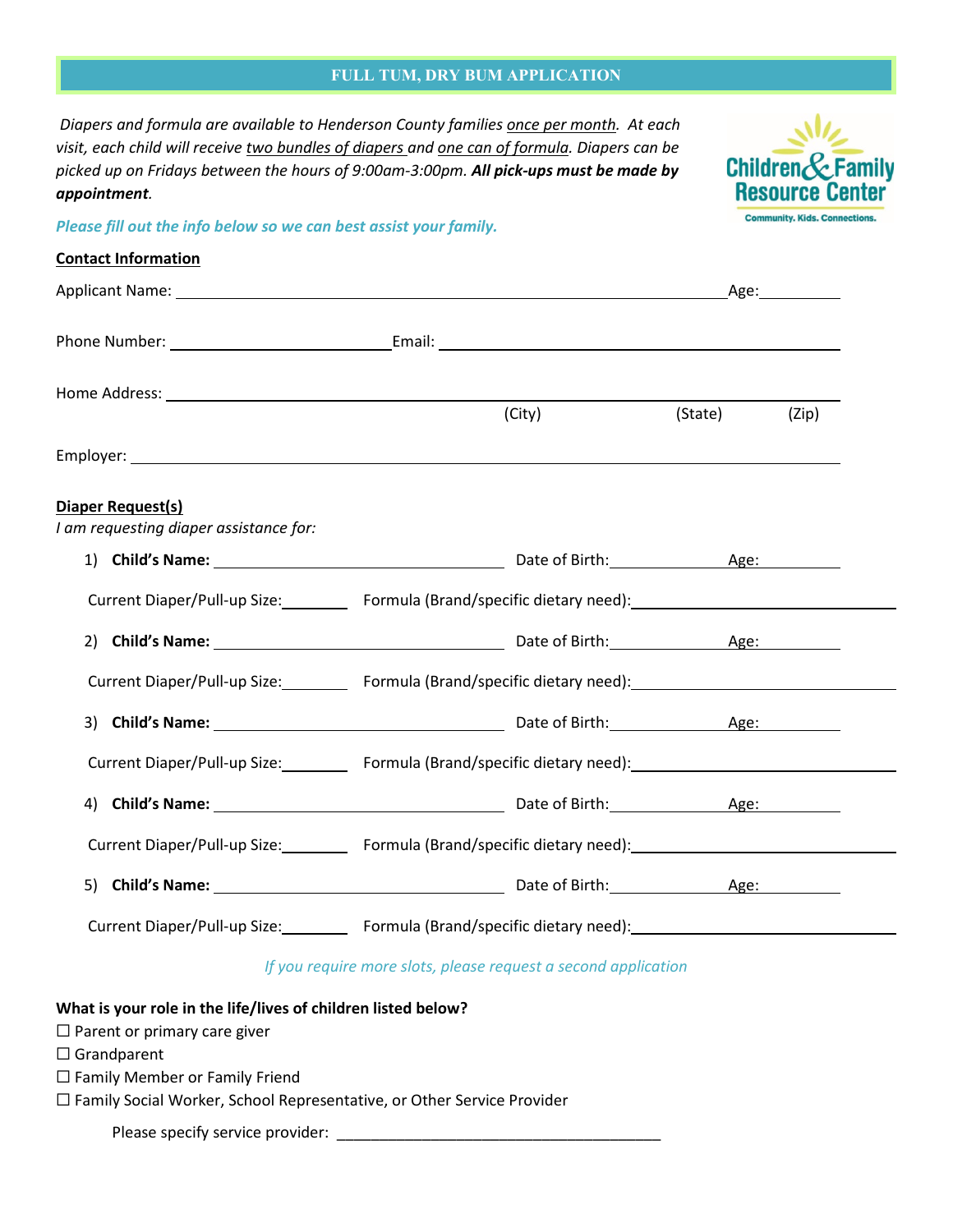# FULL TUM, DRY BUM APPLICATION

*Diapers and formula are available to Henderson County families once per month. At each visit, each child will receive two bundles of diapers and one can of formula. Diapers can be picked up on Fridays between the hours of 9:00am-3:00pm.* ***All pick-ups must be made by appointment****.*

Children & Family Resource Center
Community. Kids. Connections.

*Please fill out the info below so we can best assist your family.*

**Contact Information**

Applicant Name: ______________________________ Age: ________

Phone Number: ______________________ Email: ______________________________

Home Address: ______________________________________________
(City) (State) (Zip)

Employer: ______________________________________________

**Diaper Request(s)**

*I am requesting diaper assistance for:*

1) **Child's Name:** ______________________ Date of Birth: __________ Age: ________

Current Diaper/Pull-up Size: ________ Formula (Brand/specific dietary need): ______________________

2) **Child's Name:** ______________________ Date of Birth: __________ Age: ________

Current Diaper/Pull-up Size: ________ Formula (Brand/specific dietary need): ______________________

3) **Child's Name:** ______________________ Date of Birth: __________ Age: ________

Current Diaper/Pull-up Size: ________ Formula (Brand/specific dietary need): ______________________

4) **Child's Name:** ______________________ Date of Birth: __________ Age: ________

Current Diaper/Pull-up Size: ________ Formula (Brand/specific dietary need): ______________________

5) **Child's Name:** ______________________ Date of Birth: __________ Age: ________

Current Diaper/Pull-up Size: ________ Formula (Brand/specific dietary need): ______________________

*If you require more slots, please request a second application*

**What is your role in the life/lives of children listed below?**

☐ Parent or primary care giver
☐ Grandparent
☐ Family Member or Family Friend
☐ Family Social Worker, School Representative, or Other Service Provider

Please specify service provider: ______________________________________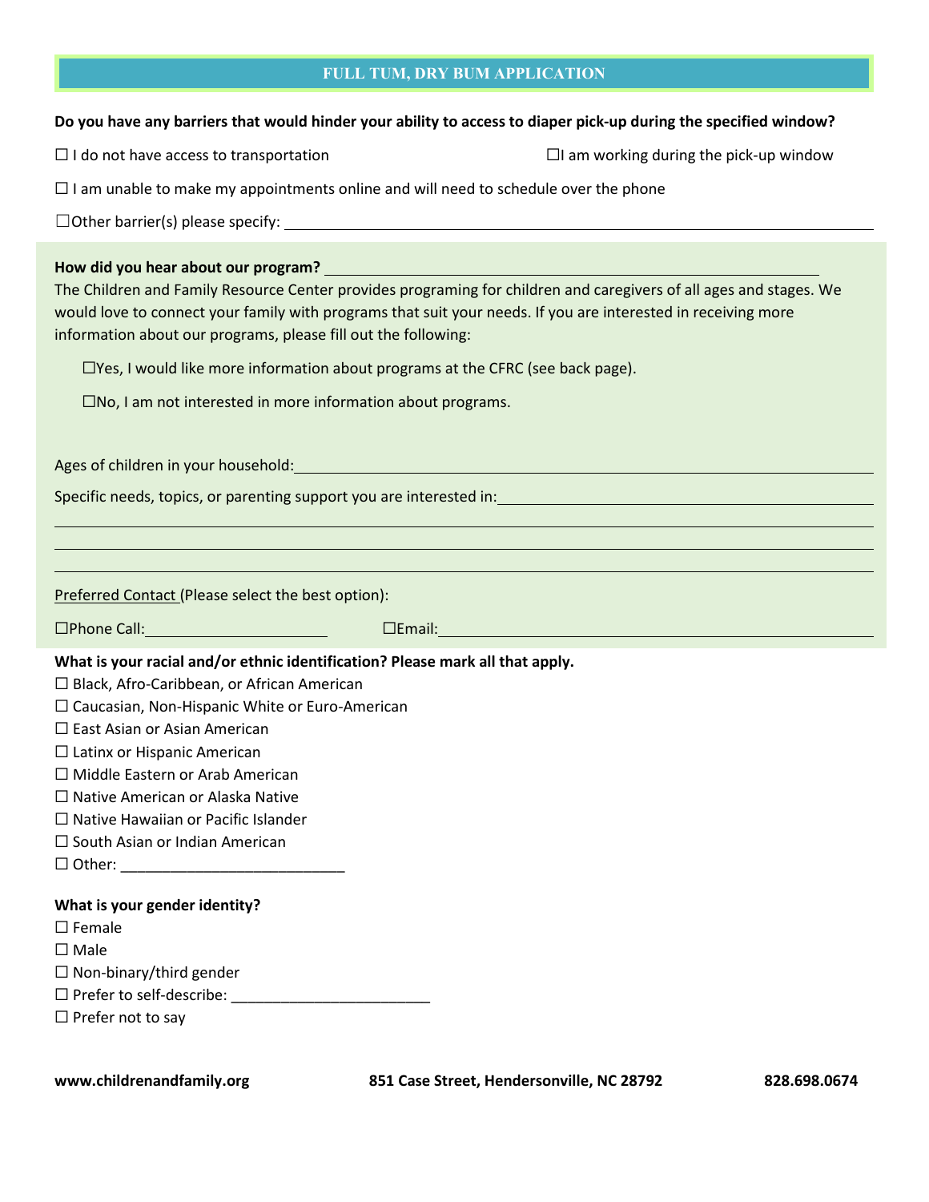## FULL TUM, DRY BUM APPLICATION

**Do you have any barriers that would hinder your ability to access to diaper pick-up during the specified window?**

☐ I do not have access to transportation

☐I am working during the pick-up window

☐ I am unable to make my appointments online and will need to schedule over the phone

☐Other barrier(s) please specify: ______________________________

**How did you hear about our program?** ______________________________

The Children and Family Resource Center provides programing for children and caregivers of all ages and stages. We would love to connect your family with programs that suit your needs. If you are interested in receiving more information about our programs, please fill out the following:

☐Yes, I would like more information about programs at the CFRC (see back page).

☐No, I am not interested in more information about programs.

Ages of children in your household: ______________________________

Specific needs, topics, or parenting support you are interested in: ______________________________

______________________________

______________________________

______________________________

Preferred Contact (Please select the best option):

☐Phone Call: ____________________ ☐Email: ______________________________

**What is your racial and/or ethnic identification? Please mark all that apply.**

☐ Black, Afro-Caribbean, or African American
☐ Caucasian, Non-Hispanic White or Euro-American
☐ East Asian or Asian American
☐ Latinx or Hispanic American
☐ Middle Eastern or Arab American
☐ Native American or Alaska Native
☐ Native Hawaiian or Pacific Islander
☐ South Asian or Indian American
☐ Other: ___________________________

**What is your gender identity?**

☐ Female
☐ Male
☐ Non-binary/third gender
☐ Prefer to self-describe: ________________________
☐ Prefer not to say

**www.childrenandfamily.org** **851 Case Street, Hendersonville, NC 28792** **828.698.0674**